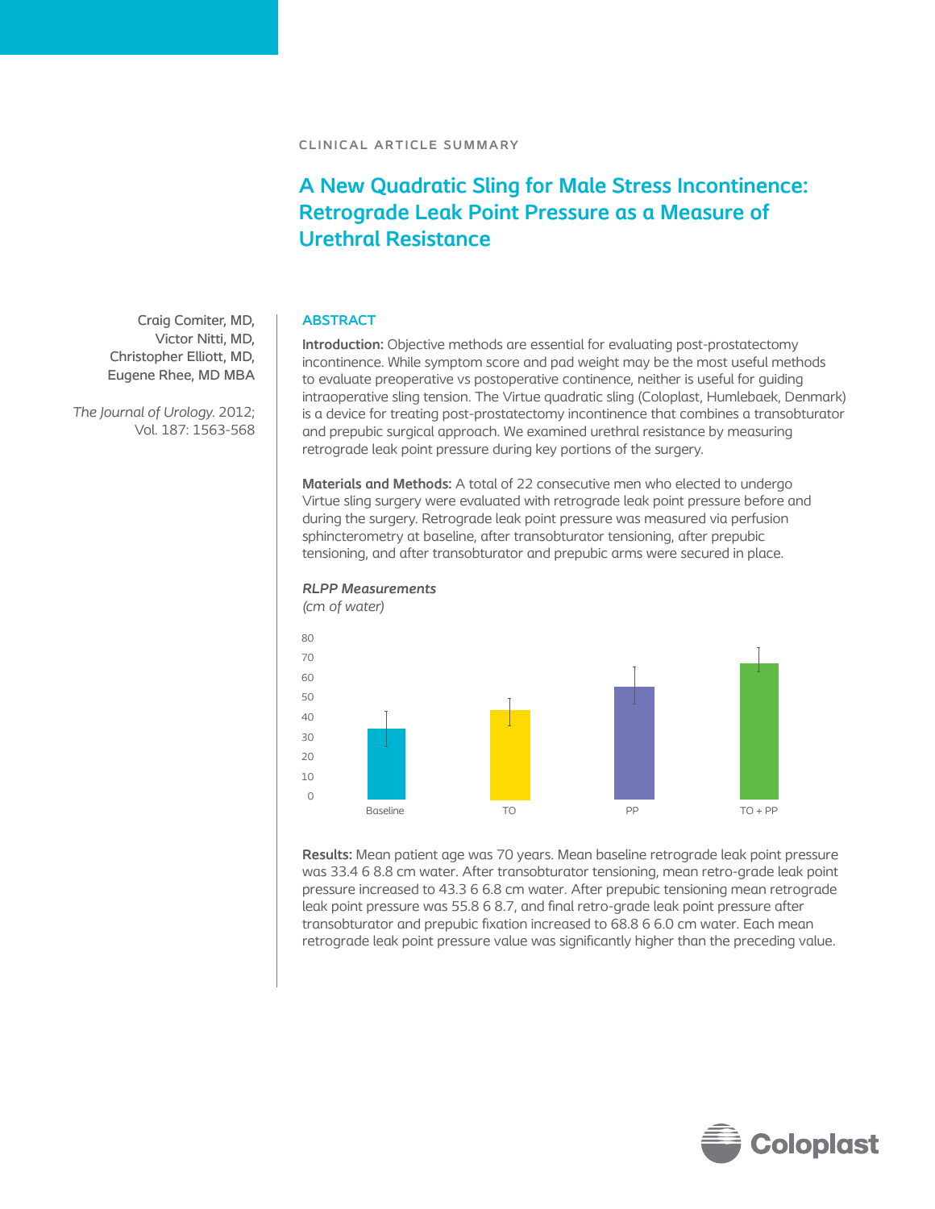CLINICAL ARTICLE SUMMARY

# A New Quadratic Sling for Male Stress Incontinence: Retrograde Leak Point Pressure as a Measure of Urethral Resistance

Craig Comiter, MD,
Victor Nitti, MD,
Christopher Elliott, MD,
Eugene Rhee, MD MBA

*The Journal of Urology.* 2012;
Vol. 187: 1563-568

## ABSTRACT

**Introduction:** Objective methods are essential for evaluating post-prostatectomy incontinence. While symptom score and pad weight may be the most useful methods to evaluate preoperative vs postoperative continence, neither is useful for guiding intraoperative sling tension. The Virtue quadratic sling (Coloplast, Humlebaek, Denmark) is a device for treating post-prostatectomy incontinence that combines a transobturator and prepubic surgical approach. We examined urethral resistance by measuring retrograde leak point pressure during key portions of the surgery.

**Materials and Methods:** A total of 22 consecutive men who elected to undergo Virtue sling surgery were evaluated with retrograde leak point pressure before and during the surgery. Retrograde leak point pressure was measured via perfusion sphincterometry at baseline, after transobturator tensioning, after prepubic tensioning, and after transobturator and prepubic arms were secured in place.

***RLPP Measurements***
*(cm of water)*

| | Baseline | TO | PP | TO + PP |
|---|---|---|---|---|
| RLPP (cm of water) | 33.4 | 43.3 | 55.8 | 68.8 |

**Results:** Mean patient age was 70 years. Mean baseline retrograde leak point pressure was 33.4 6 8.8 cm water. After transobturator tensioning, mean retro-grade leak point pressure increased to 43.3 6 6.8 cm water. After prepubic tensioning mean retrograde leak point pressure was 55.8 6 8.7, and final retro-grade leak point pressure after transobturator and prepubic fixation increased to 68.8 6 6.0 cm water. Each mean retrograde leak point pressure value was significantly higher than the preceding value.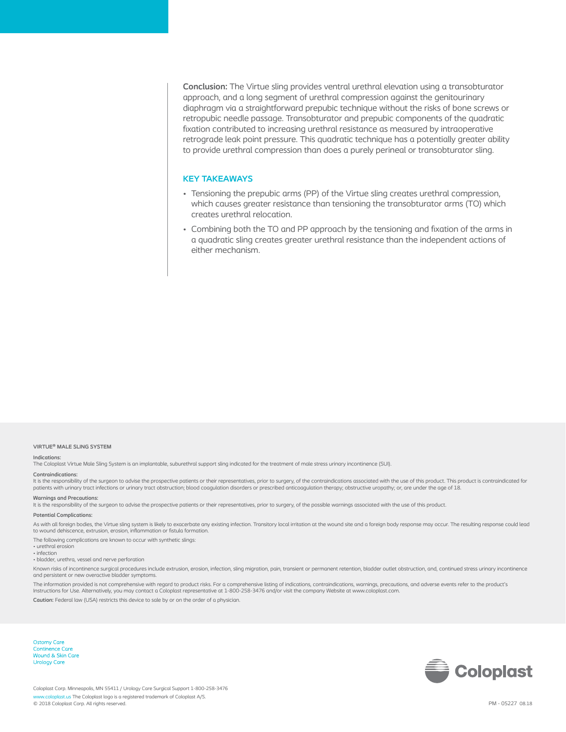**Conclusion:** The Virtue sling provides ventral urethral elevation using a transobturator approach, and a long segment of urethral compression against the genitourinary diaphragm via a straightforward prepubic technique without the risks of bone screws or retropubic needle passage. Transobturator and prepubic components of the quadratic fixation contributed to increasing urethral resistance as measured by intraoperative retrograde leak point pressure. This quadratic technique has a potentially greater ability to provide urethral compression than does a purely perineal or transobturator sling.

## KEY TAKEAWAYS

- Tensioning the prepubic arms (PP) of the Virtue sling creates urethral compression, which causes greater resistance than tensioning the transobturator arms (TO) which creates urethral relocation.
- Combining both the TO and PP approach by the tensioning and fixation of the arms in a quadratic sling creates greater urethral resistance than the independent actions of either mechanism.

**VIRTUE® MALE SLING SYSTEM**

**Indications:**
The Coloplast Virtue Male Sling System is an implantable, suburethral support sling indicated for the treatment of male stress urinary incontinence (SUI).

**Contraindications:**
It is the responsibility of the surgeon to advise the prospective patients or their representatives, prior to surgery, of the contraindications associated with the use of this product. This product is contraindicated for patients with urinary tract infections or urinary tract obstruction; blood coagulation disorders or prescribed anticoagulation therapy; obstructive uropathy; or, are under the age of 18.

**Warnings and Precautions:**
It is the responsibility of the surgeon to advise the prospective patients or their representatives, prior to surgery, of the possible warnings associated with the use of this product.

**Potential Complications:**

As with all foreign bodies, the Virtue sling system is likely to exacerbate any existing infection. Transitory local irritation at the wound site and a foreign body response may occur. The resulting response could lead to wound dehiscence, extrusion, erosion, inflammation or fistula formation.

The following complications are known to occur with synthetic slings:
- urethral erosion
- infection
- bladder, urethra, vessel and nerve perforation

Known risks of incontinence surgical procedures include extrusion, erosion, infection, sling migration, pain, transient or permanent retention, bladder outlet obstruction, and, continued stress urinary incontinence and persistent or new overactive bladder symptoms.

The information provided is not comprehensive with regard to product risks. For a comprehensive listing of indications, contraindications, warnings, precautions, and adverse events refer to the product's Instructions for Use. Alternatively, you may contact a Coloplast representative at 1-800-258-3476 and/or visit the company Website at www.coloplast.com.

**Caution:** Federal law (USA) restricts this device to sale by or on the order of a physician.

Ostomy Care
Continence Care
Wound & Skin Care
Urology Care

Coloplast

Coloplast Corp. Minneapolis, MN 55411 / Urology Care Surgical Support 1-800-258-3476
www.coloplast.us The Coloplast logo is a registered trademark of Coloplast A/S.
© 2018 Coloplast Corp. All rights reserved.

PM - 05227 08.18